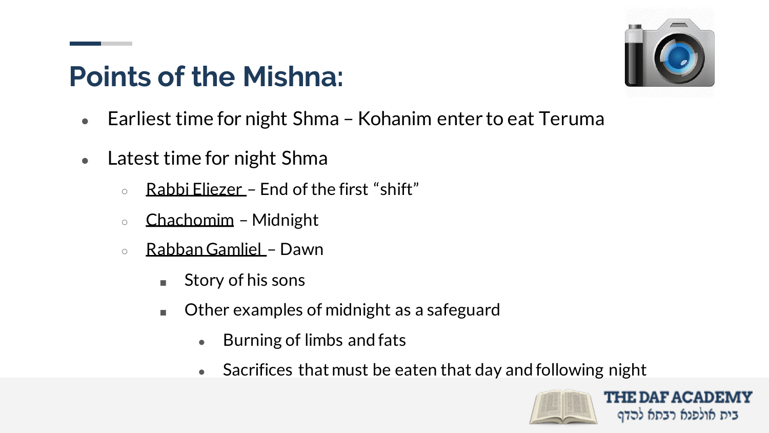## Points of the Mishna:

- Earliest time for night Shma – Kohanim enter to eat Teruma
- Latest time for night Shma
  - Rabbi Eliezer – End of the first "shift"
  - Chachomim – Midnight
  - Rabban Gamliel – Dawn
    - Story of his sons
    - Other examples of midnight as a safeguard
      - Burning of limbs and fats
      - Sacrifices that must be eaten that day and following night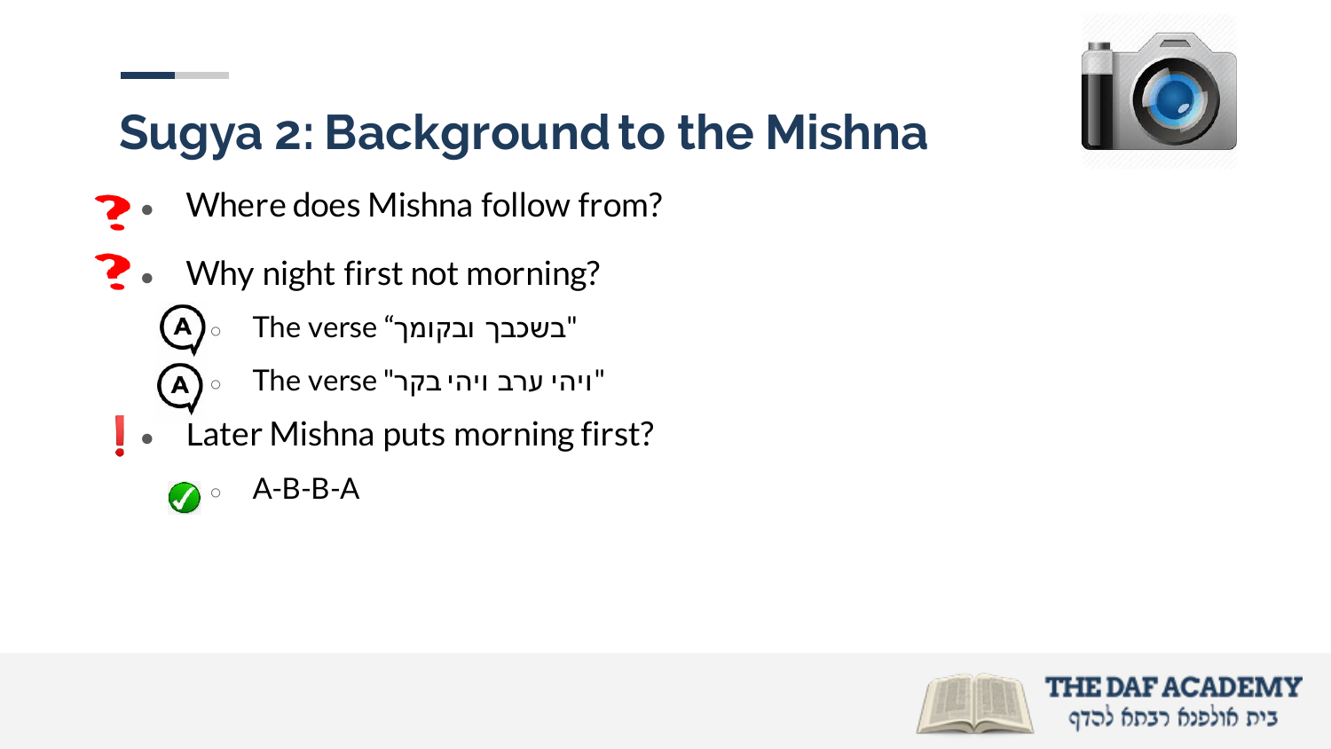## Sugya 2: Background to the Mishna

- Where does Mishna follow from?
- Why night first not morning?
  - The verse “בשכבך ובקומך"
  - The verse "ויהי ערב ויהי בקר"
- Later Mishna puts morning first?
  - A-B-B-A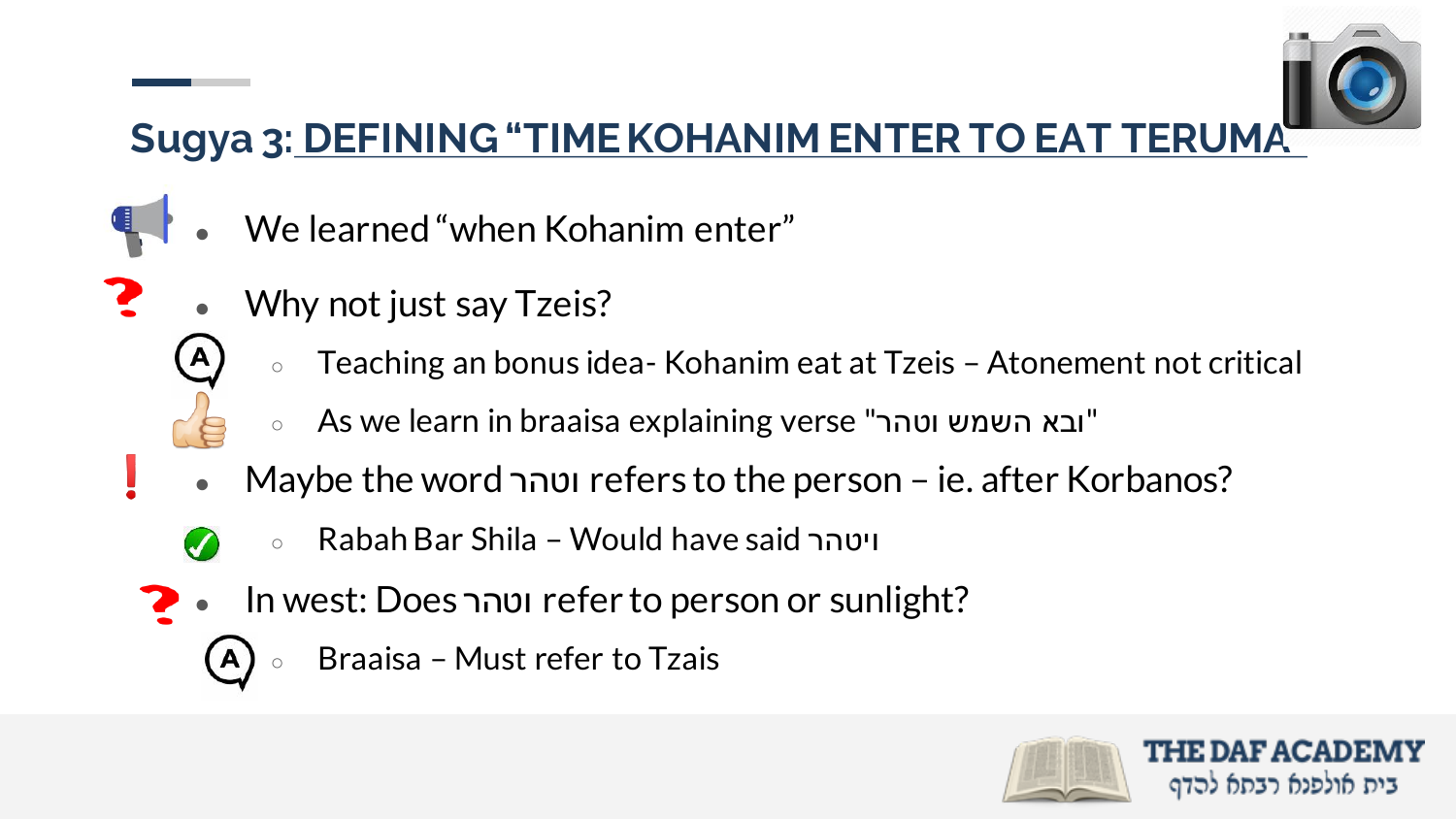## Sugya 3: DEFINING "TIME KOHANIM ENTER TO EAT TERUMA

- We learned "when Kohanim enter"
- Why not just say Tzeis?
  - Teaching an bonus idea- Kohanim eat at Tzeis – Atonement not critical
  - As we learn in braaisa explaining verse "ובא השמש וטהר"
- Maybe the word וטהר refers to the person – ie. after Korbanos?
  - Rabah Bar Shila – Would have said ויטהר
- In west: Does וטהר refer to person or sunlight?
  - Braaisa – Must refer to Tzais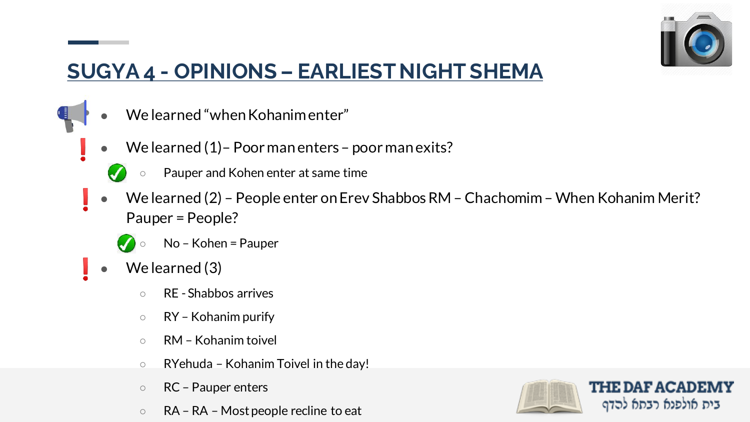# SUGYA 4 - OPINIONS – EARLIEST NIGHT SHEMA

- We learned "when Kohanim enter"
- We learned (1)– Poor man enters – poor man exits?
  - Pauper and Kohen enter at same time
- We learned (2) – People enter on Erev Shabbos RM – Chachomim – When Kohanim Merit? Pauper = People?
  - No – Kohen = Pauper
- We learned (3)
  - RE - Shabbos arrives
  - RY – Kohanim purify
  - RM – Kohanim toivel
  - RYehuda – Kohanim Toivel in the day!
  - RC – Pauper enters
  - RA – RA – Most people recline to eat